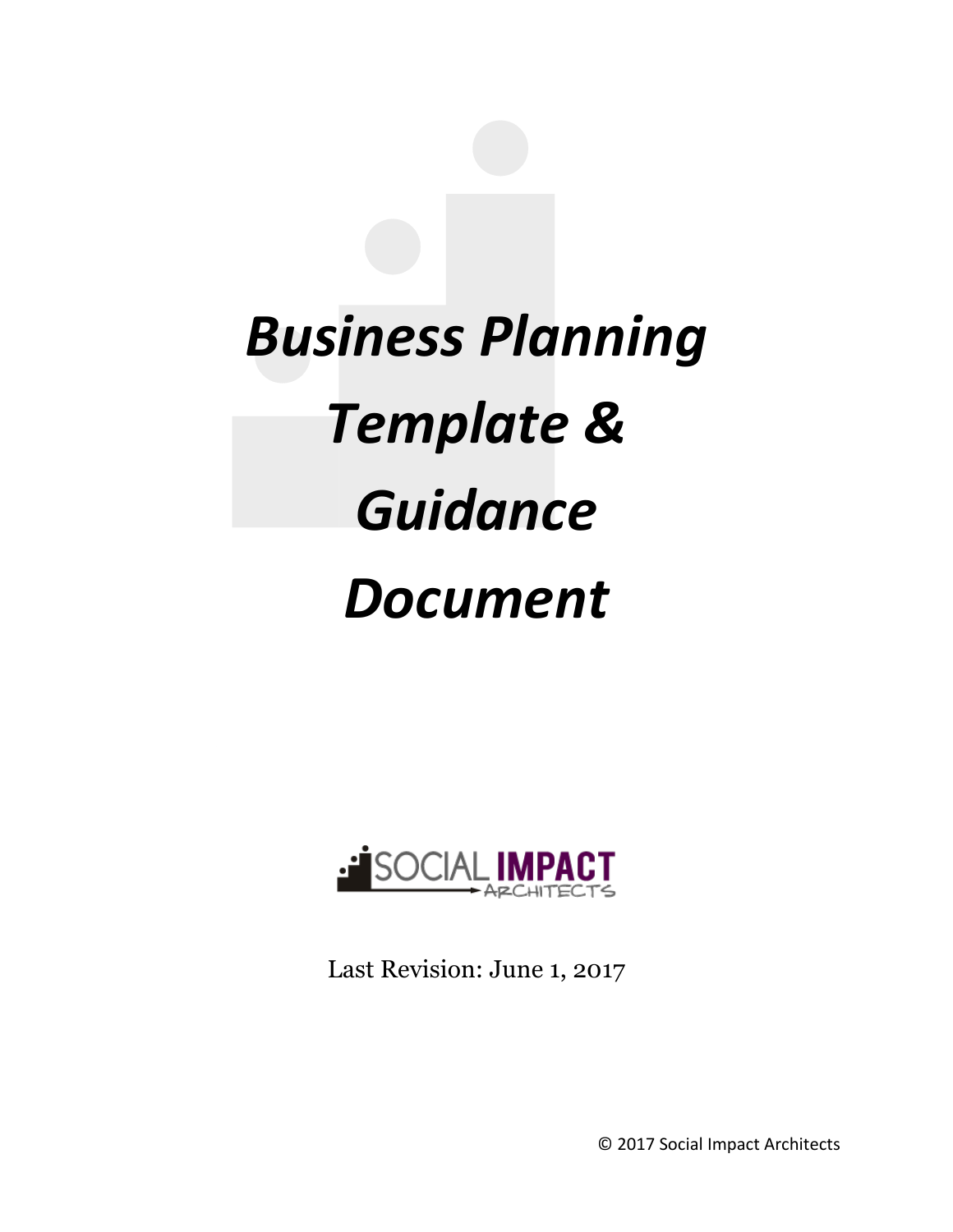# *Business Planning Template & Guidance Document*

SOCIAL IMPACT ARCHITECTS

Last Revision: June 1, 2017

© 2017 Social Impact Architects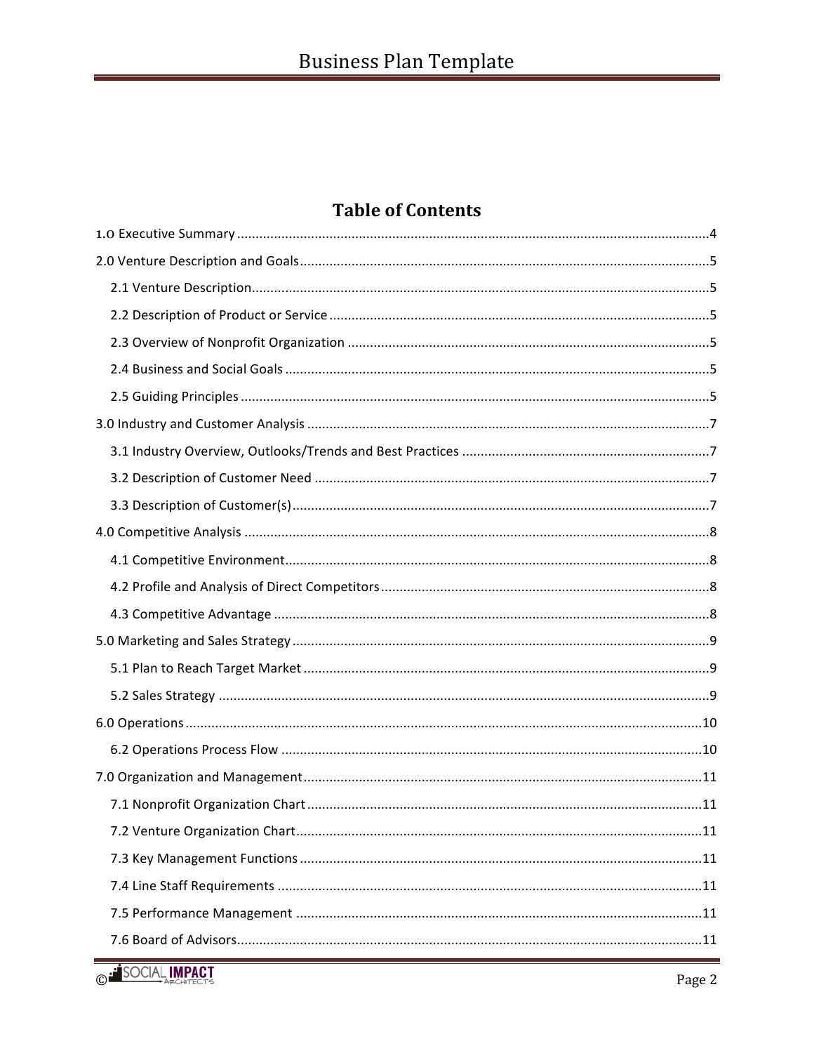## Table of Contents

1.0 Executive Summary ....................................................................................................................4

2.0 Venture Description and Goals....................................................................................................5

- 2.1 Venture Description...............................................................................................................5
- 2.2 Description of Product or Service ...........................................................................................5
- 2.3 Overview of Nonprofit Organization ......................................................................................5
- 2.4 Business and Social Goals .......................................................................................................5
- 2.5 Guiding Principles ...................................................................................................................5

3.0 Industry and Customer Analysis .................................................................................................7

- 3.1 Industry Overview, Outlooks/Trends and Best Practices .......................................................7
- 3.2 Description of Customer Need ...............................................................................................7
- 3.3 Description of Customer(s).....................................................................................................7

4.0 Competitive Analysis ..................................................................................................................8

- 4.1 Competitive Environment.......................................................................................................8
- 4.2 Profile and Analysis of Direct Competitors.............................................................................8
- 4.3 Competitive Advantage ..........................................................................................................8

5.0 Marketing and Sales Strategy .....................................................................................................9

- 5.1 Plan to Reach Target Market ..................................................................................................9
- 5.2 Sales Strategy .........................................................................................................................9

6.0 Operations ................................................................................................................................10

- 6.2 Operations Process Flow .......................................................................................................10

7.0 Organization and Management.................................................................................................11

- 7.1 Nonprofit Organization Chart...............................................................................................11
- 7.2 Venture Organization Chart..................................................................................................11
- 7.3 Key Management Functions .................................................................................................11
- 7.4 Line Staff Requirements .......................................................................................................11
- 7.5 Performance Management ...................................................................................................11
- 7.6 Board of Advisors..................................................................................................................11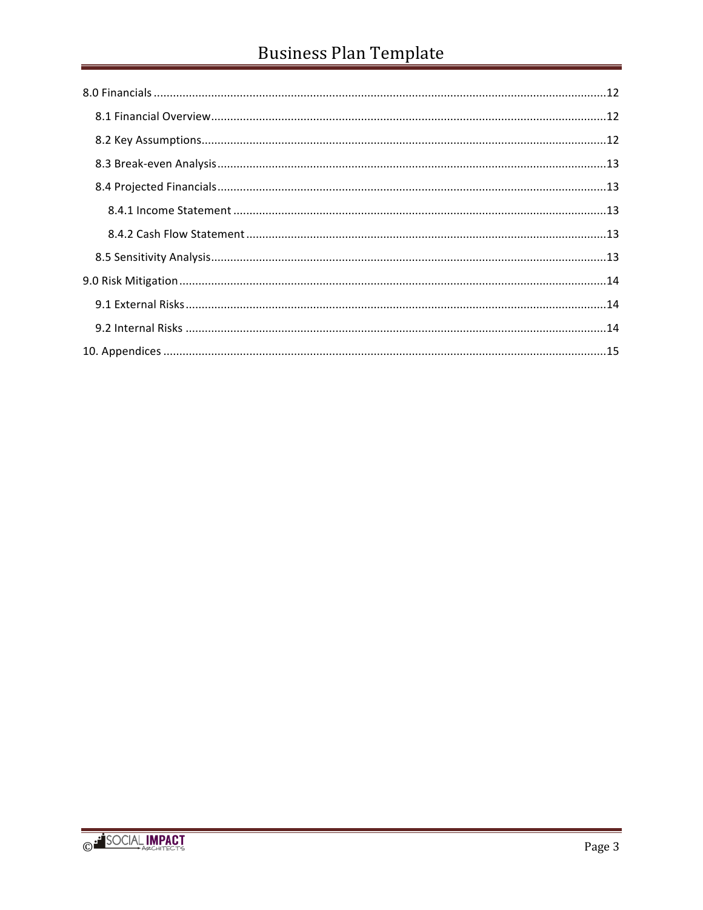8.0 Financials ........................................................................................................................................12

- 8.1 Financial Overview........................................................................................................................12
- 8.2 Key Assumptions...........................................................................................................................12
- 8.3 Break-even Analysis......................................................................................................................13
- 8.4 Projected Financials......................................................................................................................13
  - 8.4.1 Income Statement ...................................................................................................................13
  - 8.4.2 Cash Flow Statement ...............................................................................................................13
- 8.5 Sensitivity Analysis........................................................................................................................13

9.0 Risk Mitigation ..................................................................................................................................14

- 9.1 External Risks................................................................................................................................14
- 9.2 Internal Risks ................................................................................................................................14

10. Appendices .......................................................................................................................................15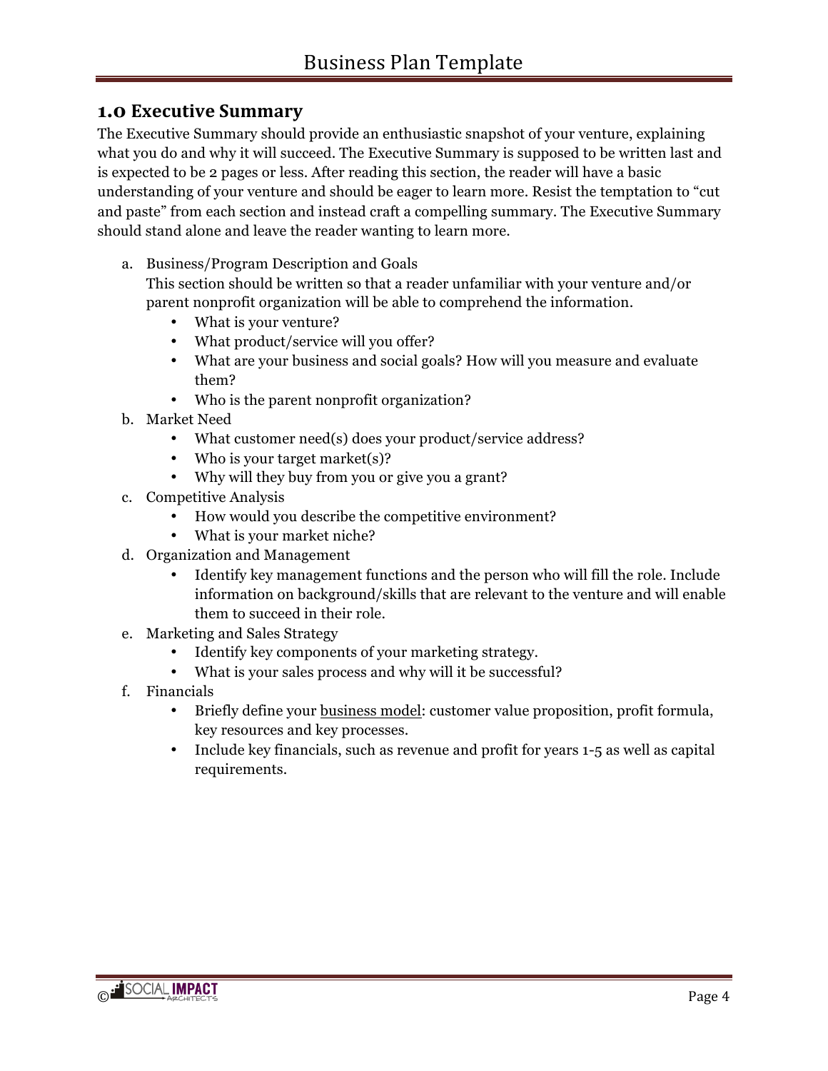## 1.0 Executive Summary

The Executive Summary should provide an enthusiastic snapshot of your venture, explaining what you do and why it will succeed. The Executive Summary is supposed to be written last and is expected to be 2 pages or less. After reading this section, the reader will have a basic understanding of your venture and should be eager to learn more. Resist the temptation to "cut and paste" from each section and instead craft a compelling summary. The Executive Summary should stand alone and leave the reader wanting to learn more.

a. Business/Program Description and Goals
   This section should be written so that a reader unfamiliar with your venture and/or parent nonprofit organization will be able to comprehend the information.
   - What is your venture?
   - What product/service will you offer?
   - What are your business and social goals? How will you measure and evaluate them?
   - Who is the parent nonprofit organization?

b. Market Need
   - What customer need(s) does your product/service address?
   - Who is your target market(s)?
   - Why will they buy from you or give you a grant?

c. Competitive Analysis
   - How would you describe the competitive environment?
   - What is your market niche?

d. Organization and Management
   - Identify key management functions and the person who will fill the role. Include information on background/skills that are relevant to the venture and will enable them to succeed in their role.

e. Marketing and Sales Strategy
   - Identify key components of your marketing strategy.
   - What is your sales process and why will it be successful?

f. Financials
   - Briefly define your <u>business model</u>: customer value proposition, profit formula, key resources and key processes.
   - Include key financials, such as revenue and profit for years 1-5 as well as capital requirements.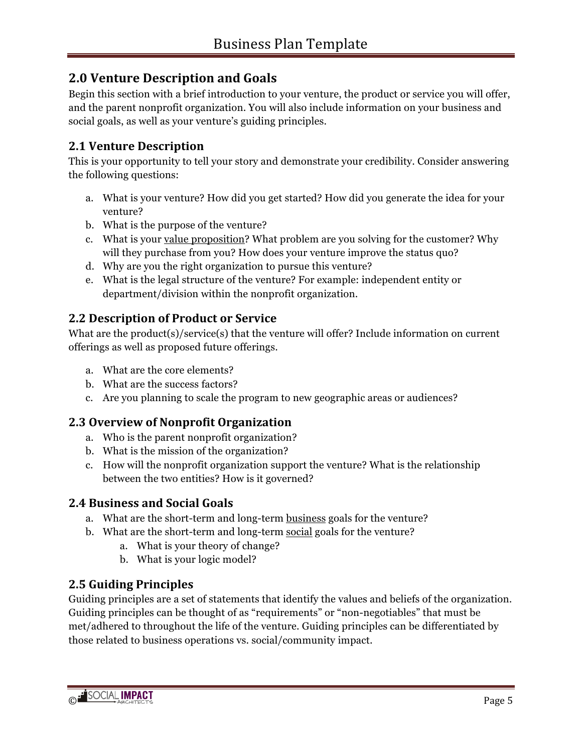## 2.0 Venture Description and Goals

Begin this section with a brief introduction to your venture, the product or service you will offer, and the parent nonprofit organization. You will also include information on your business and social goals, as well as your venture's guiding principles.

### 2.1 Venture Description

This is your opportunity to tell your story and demonstrate your credibility. Consider answering the following questions:

a. What is your venture? How did you get started? How did you generate the idea for your venture?
b. What is the purpose of the venture?
c. What is your <u>value proposition</u>? What problem are you solving for the customer? Why will they purchase from you? How does your venture improve the status quo?
d. Why are you the right organization to pursue this venture?
e. What is the legal structure of the venture? For example: independent entity or department/division within the nonprofit organization.

### 2.2 Description of Product or Service

What are the product(s)/service(s) that the venture will offer? Include information on current offerings as well as proposed future offerings.

a. What are the core elements?
b. What are the success factors?
c. Are you planning to scale the program to new geographic areas or audiences?

### 2.3 Overview of Nonprofit Organization

a. Who is the parent nonprofit organization?
b. What is the mission of the organization?
c. How will the nonprofit organization support the venture? What is the relationship between the two entities? How is it governed?

### 2.4 Business and Social Goals

a. What are the short-term and long-term <u>business</u> goals for the venture?
b. What are the short-term and long-term <u>social</u> goals for the venture?
    a. What is your theory of change?
    b. What is your logic model?

### 2.5 Guiding Principles

Guiding principles are a set of statements that identify the values and beliefs of the organization. Guiding principles can be thought of as "requirements" or "non-negotiables" that must be met/adhered to throughout the life of the venture. Guiding principles can be differentiated by those related to business operations vs. social/community impact.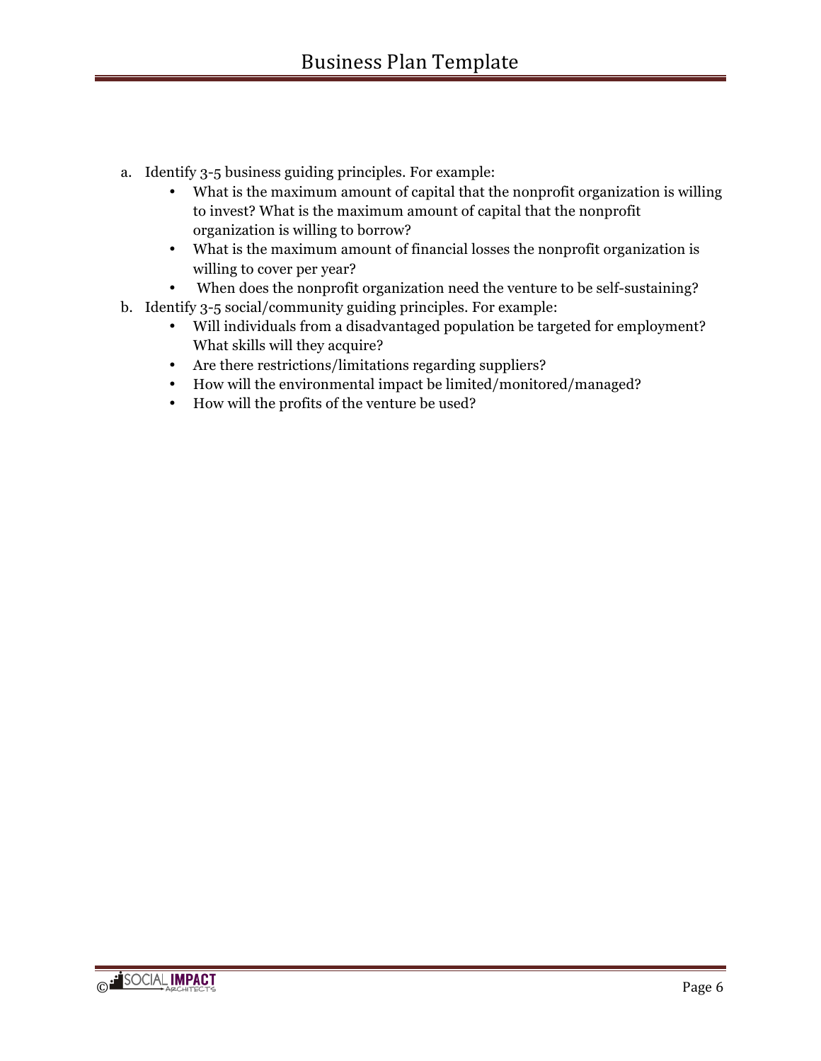a. Identify 3-5 business guiding principles. For example:
   - What is the maximum amount of capital that the nonprofit organization is willing to invest? What is the maximum amount of capital that the nonprofit organization is willing to borrow?
   - What is the maximum amount of financial losses the nonprofit organization is willing to cover per year?
   - When does the nonprofit organization need the venture to be self-sustaining?

b. Identify 3-5 social/community guiding principles. For example:
   - Will individuals from a disadvantaged population be targeted for employment? What skills will they acquire?
   - Are there restrictions/limitations regarding suppliers?
   - How will the environmental impact be limited/monitored/managed?
   - How will the profits of the venture be used?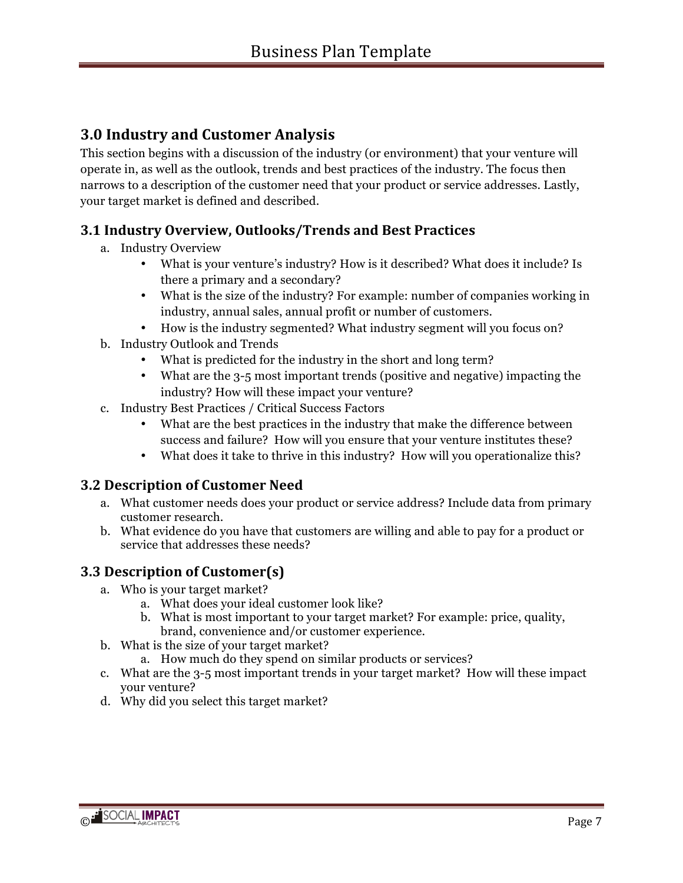## 3.0 Industry and Customer Analysis

This section begins with a discussion of the industry (or environment) that your venture will operate in, as well as the outlook, trends and best practices of the industry. The focus then narrows to a description of the customer need that your product or service addresses. Lastly, your target market is defined and described.

### 3.1 Industry Overview, Outlooks/Trends and Best Practices

a. Industry Overview
   - What is your venture's industry? How is it described? What does it include? Is there a primary and a secondary?
   - What is the size of the industry? For example: number of companies working in industry, annual sales, annual profit or number of customers.
   - How is the industry segmented? What industry segment will you focus on?

b. Industry Outlook and Trends
   - What is predicted for the industry in the short and long term?
   - What are the 3-5 most important trends (positive and negative) impacting the industry? How will these impact your venture?

c. Industry Best Practices / Critical Success Factors
   - What are the best practices in the industry that make the difference between success and failure? How will you ensure that your venture institutes these?
   - What does it take to thrive in this industry? How will you operationalize this?

### 3.2 Description of Customer Need

a. What customer needs does your product or service address? Include data from primary customer research.
b. What evidence do you have that customers are willing and able to pay for a product or service that addresses these needs?

### 3.3 Description of Customer(s)

a. Who is your target market?
   a. What does your ideal customer look like?
   b. What is most important to your target market? For example: price, quality, brand, convenience and/or customer experience.
b. What is the size of your target market?
   a. How much do they spend on similar products or services?
c. What are the 3-5 most important trends in your target market? How will these impact your venture?
d. Why did you select this target market?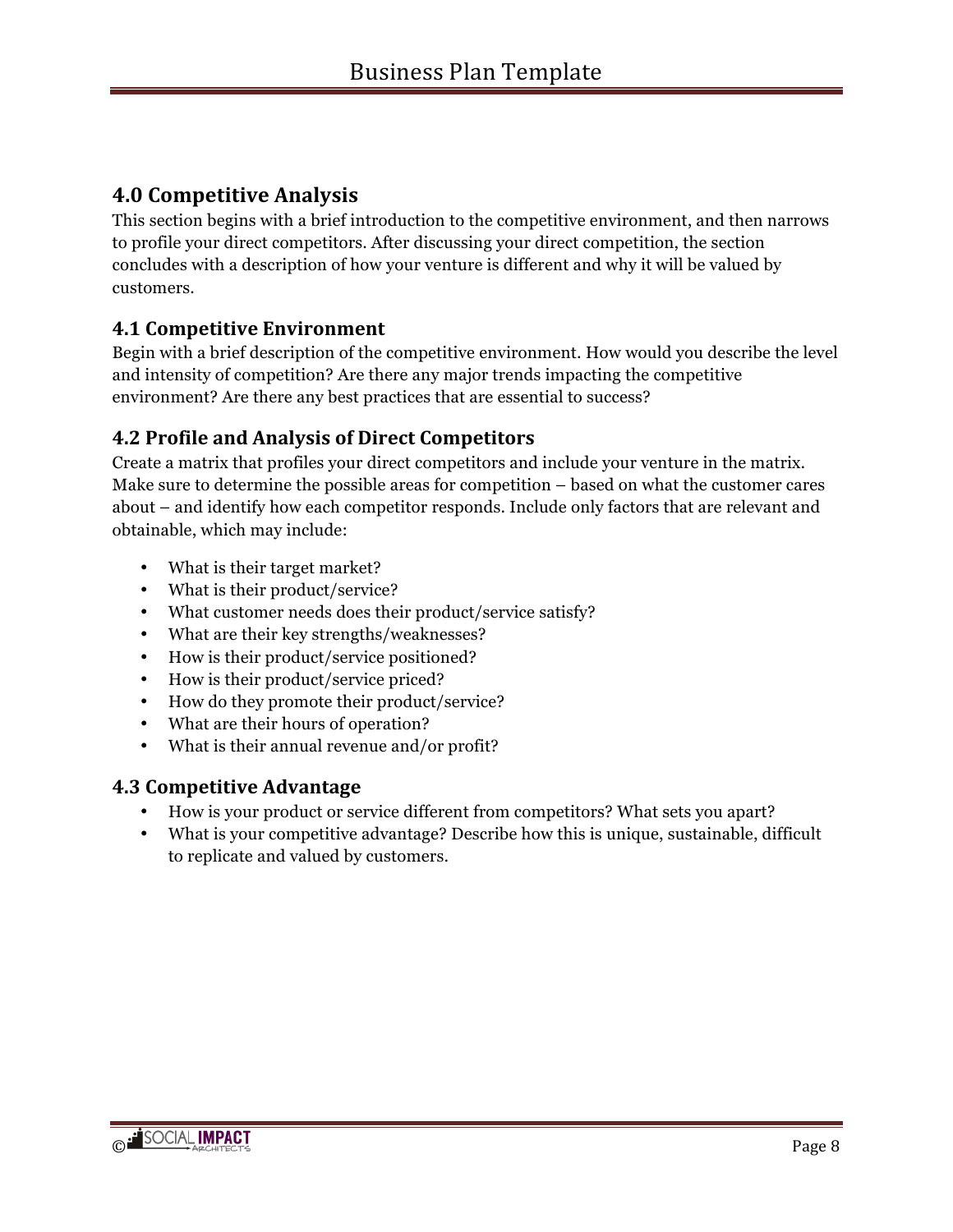## 4.0 Competitive Analysis

This section begins with a brief introduction to the competitive environment, and then narrows to profile your direct competitors. After discussing your direct competition, the section concludes with a description of how your venture is different and why it will be valued by customers.

### 4.1 Competitive Environment

Begin with a brief description of the competitive environment. How would you describe the level and intensity of competition? Are there any major trends impacting the competitive environment? Are there any best practices that are essential to success?

### 4.2 Profile and Analysis of Direct Competitors

Create a matrix that profiles your direct competitors and include your venture in the matrix. Make sure to determine the possible areas for competition – based on what the customer cares about – and identify how each competitor responds. Include only factors that are relevant and obtainable, which may include:

- What is their target market?
- What is their product/service?
- What customer needs does their product/service satisfy?
- What are their key strengths/weaknesses?
- How is their product/service positioned?
- How is their product/service priced?
- How do they promote their product/service?
- What are their hours of operation?
- What is their annual revenue and/or profit?

### 4.3 Competitive Advantage

- How is your product or service different from competitors? What sets you apart?
- What is your competitive advantage? Describe how this is unique, sustainable, difficult to replicate and valued by customers.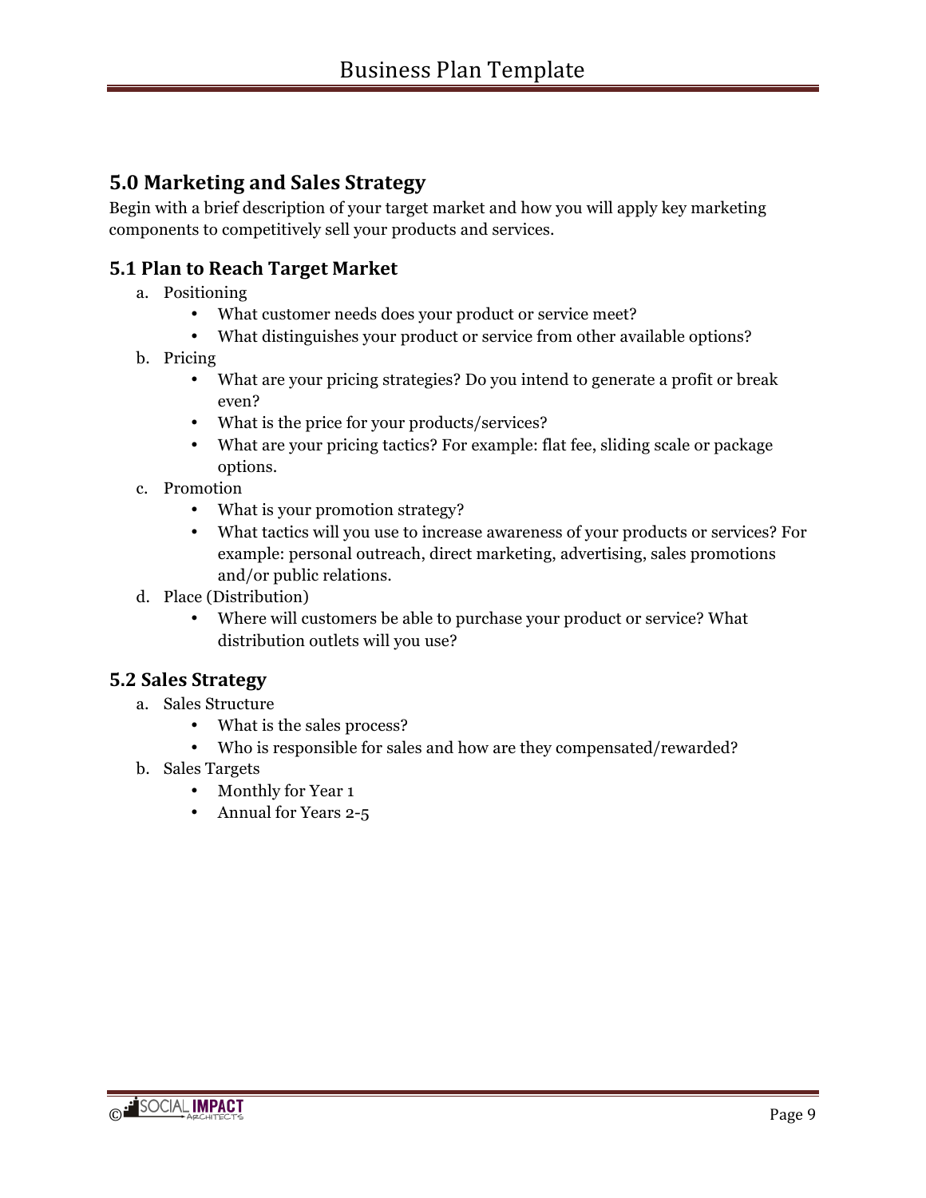## 5.0 Marketing and Sales Strategy

Begin with a brief description of your target market and how you will apply key marketing components to competitively sell your products and services.

### 5.1 Plan to Reach Target Market

a. Positioning
   - What customer needs does your product or service meet?
   - What distinguishes your product or service from other available options?

b. Pricing
   - What are your pricing strategies? Do you intend to generate a profit or break even?
   - What is the price for your products/services?
   - What are your pricing tactics? For example: flat fee, sliding scale or package options.

c. Promotion
   - What is your promotion strategy?
   - What tactics will you use to increase awareness of your products or services? For example: personal outreach, direct marketing, advertising, sales promotions and/or public relations.

d. Place (Distribution)
   - Where will customers be able to purchase your product or service? What distribution outlets will you use?

### 5.2 Sales Strategy

a. Sales Structure
   - What is the sales process?
   - Who is responsible for sales and how are they compensated/rewarded?

b. Sales Targets
   - Monthly for Year 1
   - Annual for Years 2-5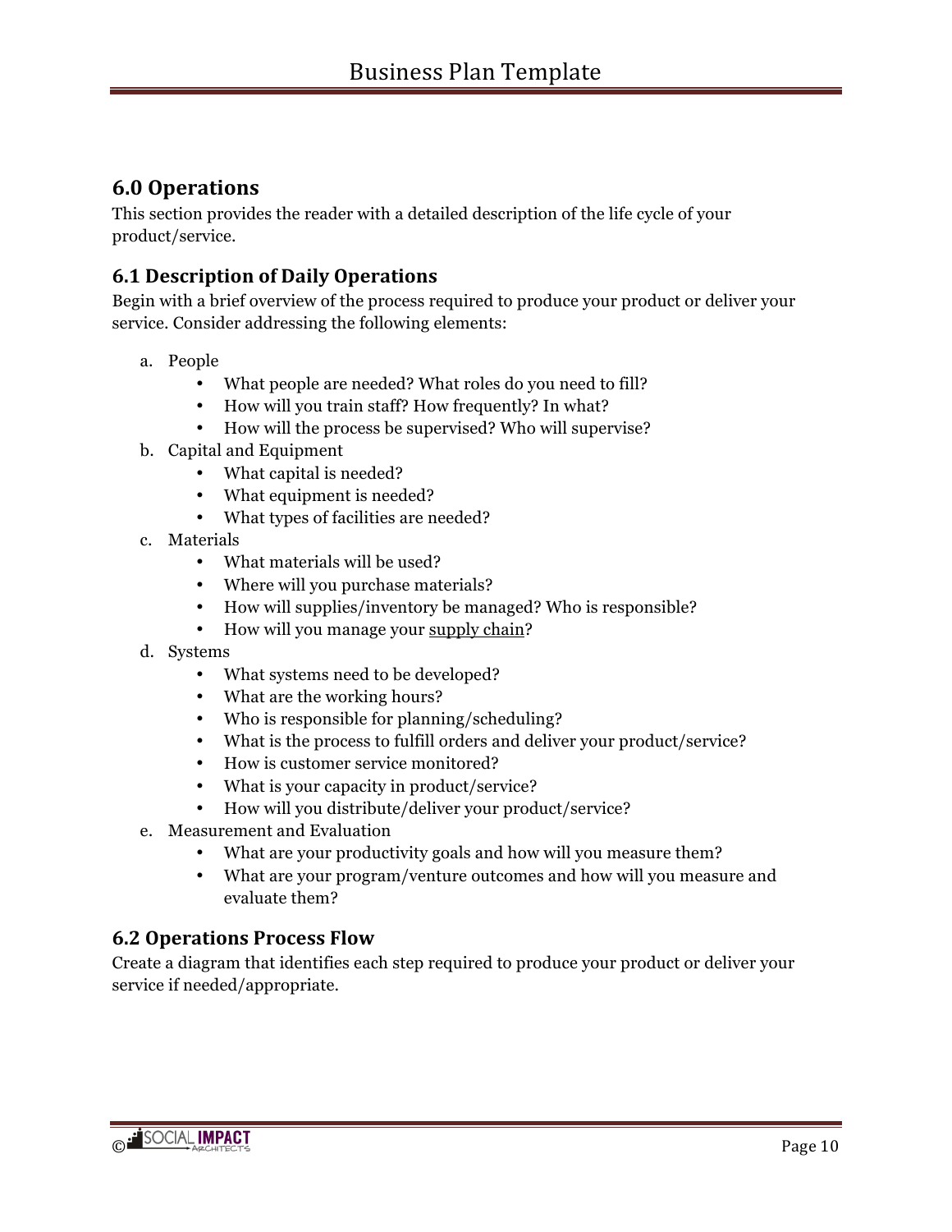## 6.0 Operations

This section provides the reader with a detailed description of the life cycle of your product/service.

### 6.1 Description of Daily Operations

Begin with a brief overview of the process required to produce your product or deliver your service. Consider addressing the following elements:

a. People
   - What people are needed? What roles do you need to fill?
   - How will you train staff? How frequently? In what?
   - How will the process be supervised? Who will supervise?
b. Capital and Equipment
   - What capital is needed?
   - What equipment is needed?
   - What types of facilities are needed?
c. Materials
   - What materials will be used?
   - Where will you purchase materials?
   - How will supplies/inventory be managed? Who is responsible?
   - How will you manage your supply chain?
d. Systems
   - What systems need to be developed?
   - What are the working hours?
   - Who is responsible for planning/scheduling?
   - What is the process to fulfill orders and deliver your product/service?
   - How is customer service monitored?
   - What is your capacity in product/service?
   - How will you distribute/deliver your product/service?
e. Measurement and Evaluation
   - What are your productivity goals and how will you measure them?
   - What are your program/venture outcomes and how will you measure and evaluate them?

### 6.2 Operations Process Flow

Create a diagram that identifies each step required to produce your product or deliver your service if needed/appropriate.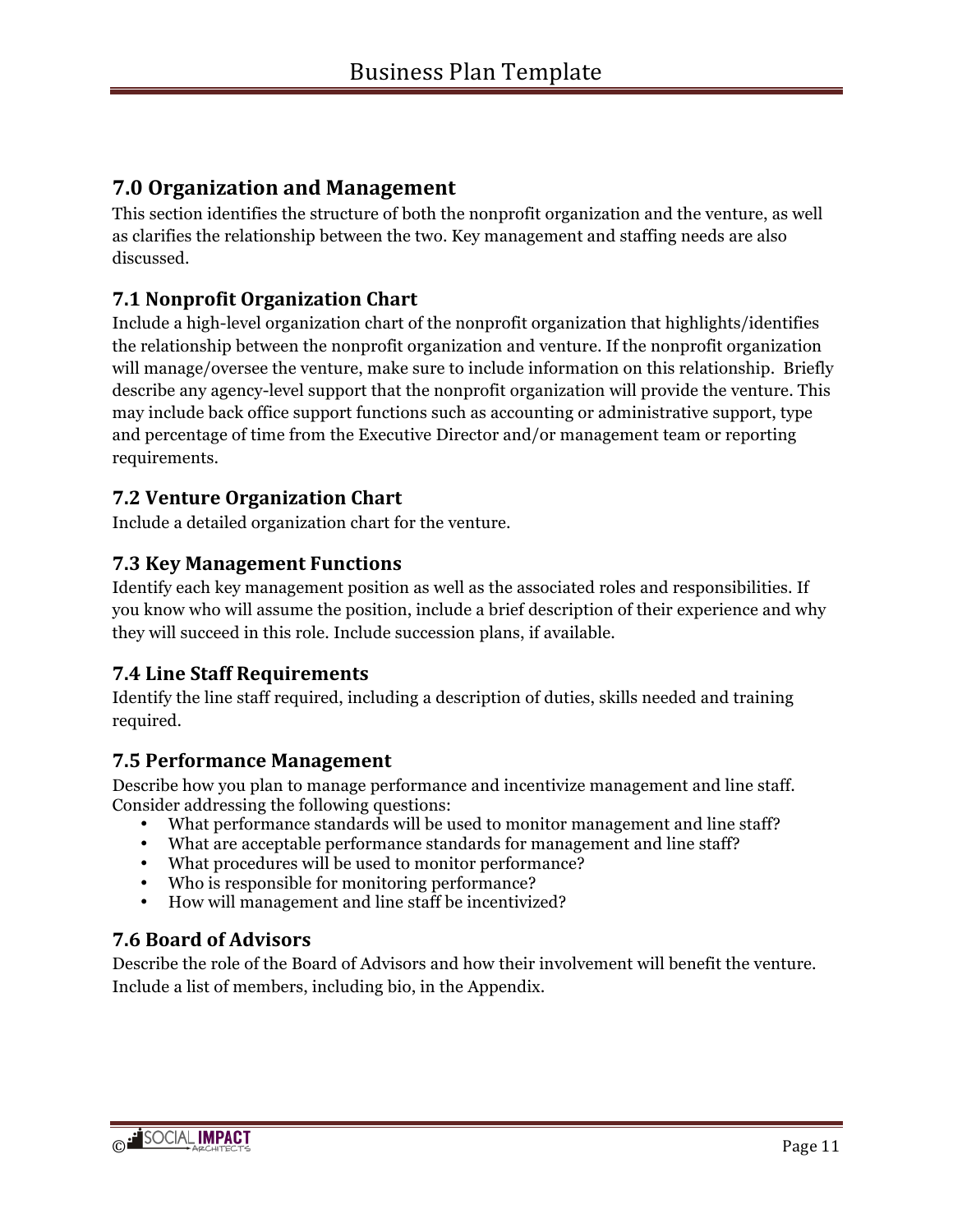## 7.0 Organization and Management

This section identifies the structure of both the nonprofit organization and the venture, as well as clarifies the relationship between the two. Key management and staffing needs are also discussed.

### 7.1 Nonprofit Organization Chart

Include a high-level organization chart of the nonprofit organization that highlights/identifies the relationship between the nonprofit organization and venture. If the nonprofit organization will manage/oversee the venture, make sure to include information on this relationship. Briefly describe any agency-level support that the nonprofit organization will provide the venture. This may include back office support functions such as accounting or administrative support, type and percentage of time from the Executive Director and/or management team or reporting requirements.

### 7.2 Venture Organization Chart

Include a detailed organization chart for the venture.

### 7.3 Key Management Functions

Identify each key management position as well as the associated roles and responsibilities. If you know who will assume the position, include a brief description of their experience and why they will succeed in this role. Include succession plans, if available.

### 7.4 Line Staff Requirements

Identify the line staff required, including a description of duties, skills needed and training required.

### 7.5 Performance Management

Describe how you plan to manage performance and incentivize management and line staff. Consider addressing the following questions:

- What performance standards will be used to monitor management and line staff?
- What are acceptable performance standards for management and line staff?
- What procedures will be used to monitor performance?
- Who is responsible for monitoring performance?
- How will management and line staff be incentivized?

### 7.6 Board of Advisors

Describe the role of the Board of Advisors and how their involvement will benefit the venture. Include a list of members, including bio, in the Appendix.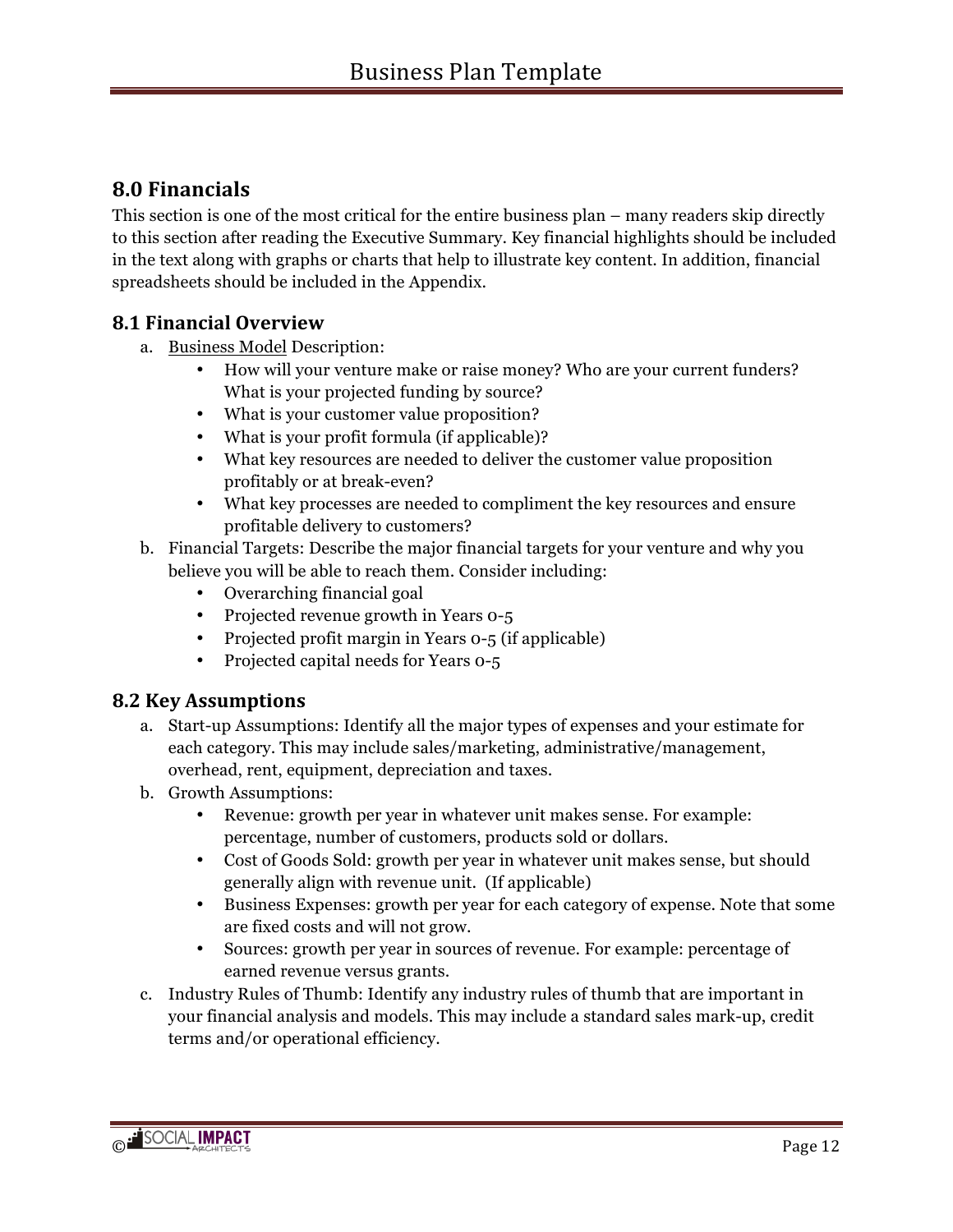## 8.0 Financials

This section is one of the most critical for the entire business plan – many readers skip directly to this section after reading the Executive Summary. Key financial highlights should be included in the text along with graphs or charts that help to illustrate key content. In addition, financial spreadsheets should be included in the Appendix.

### 8.1 Financial Overview

a. <u>Business Model</u> Description:
   - How will your venture make or raise money? Who are your current funders? What is your projected funding by source?
   - What is your customer value proposition?
   - What is your profit formula (if applicable)?
   - What key resources are needed to deliver the customer value proposition profitably or at break-even?
   - What key processes are needed to compliment the key resources and ensure profitable delivery to customers?

b. Financial Targets: Describe the major financial targets for your venture and why you believe you will be able to reach them. Consider including:
   - Overarching financial goal
   - Projected revenue growth in Years 0-5
   - Projected profit margin in Years 0-5 (if applicable)
   - Projected capital needs for Years 0-5

### 8.2 Key Assumptions

a. Start-up Assumptions: Identify all the major types of expenses and your estimate for each category. This may include sales/marketing, administrative/management, overhead, rent, equipment, depreciation and taxes.

b. Growth Assumptions:
   - Revenue: growth per year in whatever unit makes sense. For example: percentage, number of customers, products sold or dollars.
   - Cost of Goods Sold: growth per year in whatever unit makes sense, but should generally align with revenue unit. (If applicable)
   - Business Expenses: growth per year for each category of expense. Note that some are fixed costs and will not grow.
   - Sources: growth per year in sources of revenue. For example: percentage of earned revenue versus grants.

c. Industry Rules of Thumb: Identify any industry rules of thumb that are important in your financial analysis and models. This may include a standard sales mark-up, credit terms and/or operational efficiency.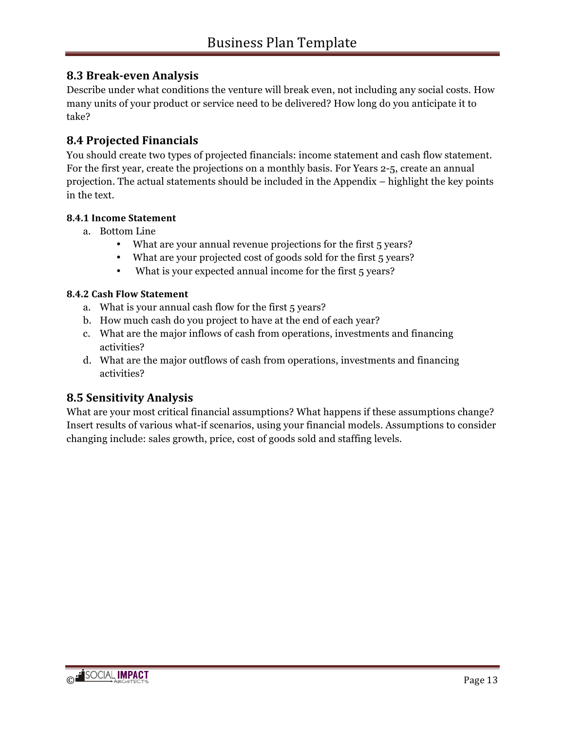## 8.3 Break-even Analysis

Describe under what conditions the venture will break even, not including any social costs. How many units of your product or service need to be delivered? How long do you anticipate it to take?

## 8.4 Projected Financials

You should create two types of projected financials: income statement and cash flow statement. For the first year, create the projections on a monthly basis. For Years 2-5, create an annual projection. The actual statements should be included in the Appendix – highlight the key points in the text.

#### 8.4.1 Income Statement

a. Bottom Line
    - What are your annual revenue projections for the first 5 years?
    - What are your projected cost of goods sold for the first 5 years?
    - What is your expected annual income for the first 5 years?

#### 8.4.2 Cash Flow Statement

a. What is your annual cash flow for the first 5 years?
b. How much cash do you project to have at the end of each year?
c. What are the major inflows of cash from operations, investments and financing activities?
d. What are the major outflows of cash from operations, investments and financing activities?

## 8.5 Sensitivity Analysis

What are your most critical financial assumptions? What happens if these assumptions change? Insert results of various what-if scenarios, using your financial models. Assumptions to consider changing include: sales growth, price, cost of goods sold and staffing levels.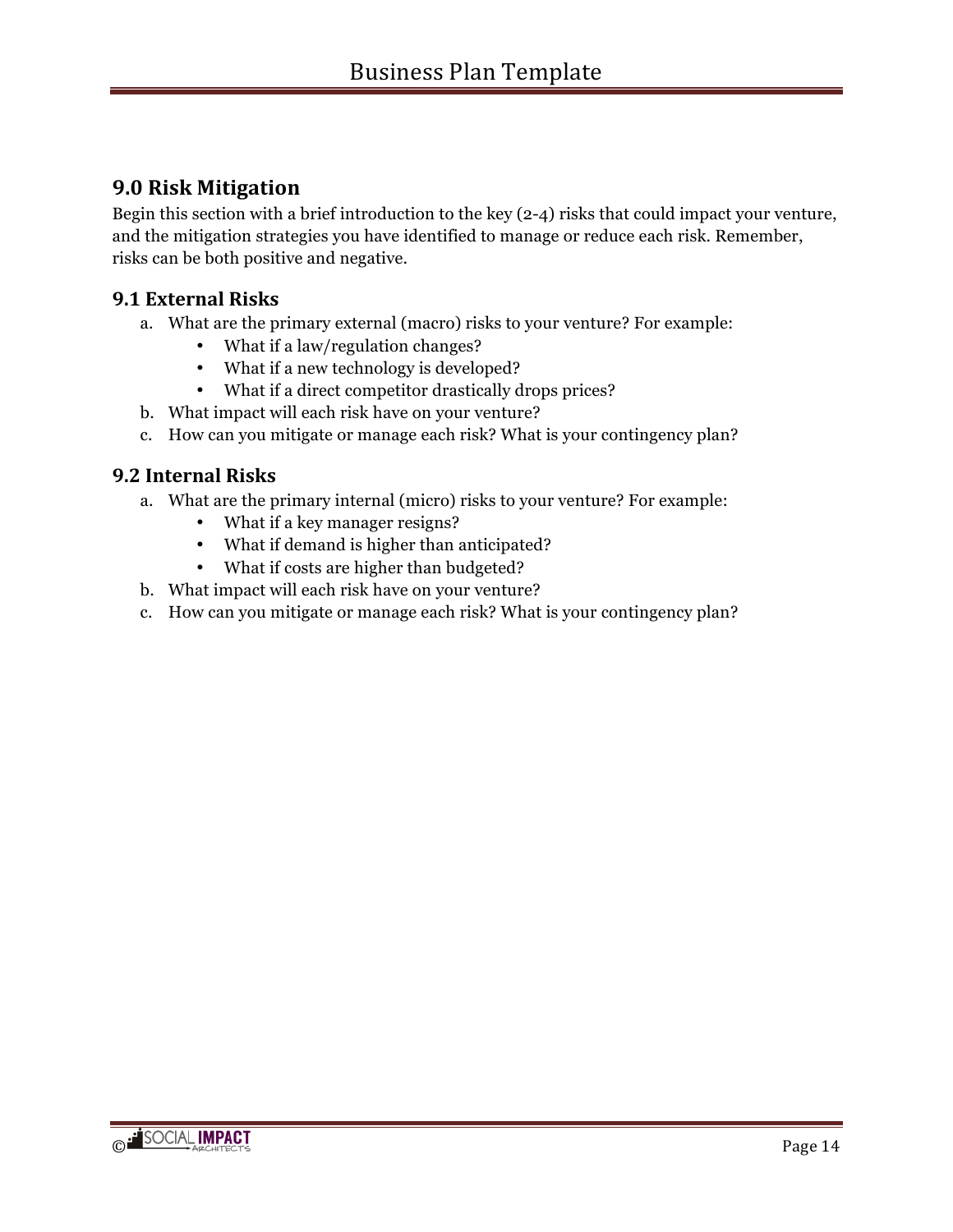## 9.0 Risk Mitigation

Begin this section with a brief introduction to the key (2-4) risks that could impact your venture, and the mitigation strategies you have identified to manage or reduce each risk. Remember, risks can be both positive and negative.

### 9.1 External Risks

a. What are the primary external (macro) risks to your venture? For example:
   - What if a law/regulation changes?
   - What if a new technology is developed?
   - What if a direct competitor drastically drops prices?

b. What impact will each risk have on your venture?

c. How can you mitigate or manage each risk? What is your contingency plan?

### 9.2 Internal Risks

a. What are the primary internal (micro) risks to your venture? For example:
   - What if a key manager resigns?
   - What if demand is higher than anticipated?
   - What if costs are higher than budgeted?

b. What impact will each risk have on your venture?

c. How can you mitigate or manage each risk? What is your contingency plan?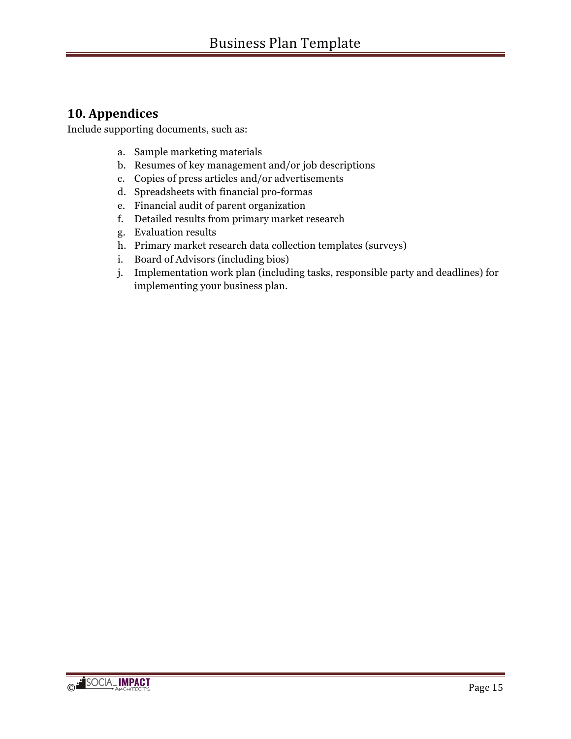## 10. Appendices

Include supporting documents, such as:

a. Sample marketing materials
b. Resumes of key management and/or job descriptions
c. Copies of press articles and/or advertisements
d. Spreadsheets with financial pro-formas
e. Financial audit of parent organization
f. Detailed results from primary market research
g. Evaluation results
h. Primary market research data collection templates (surveys)
i. Board of Advisors (including bios)
j. Implementation work plan (including tasks, responsible party and deadlines) for implementing your business plan.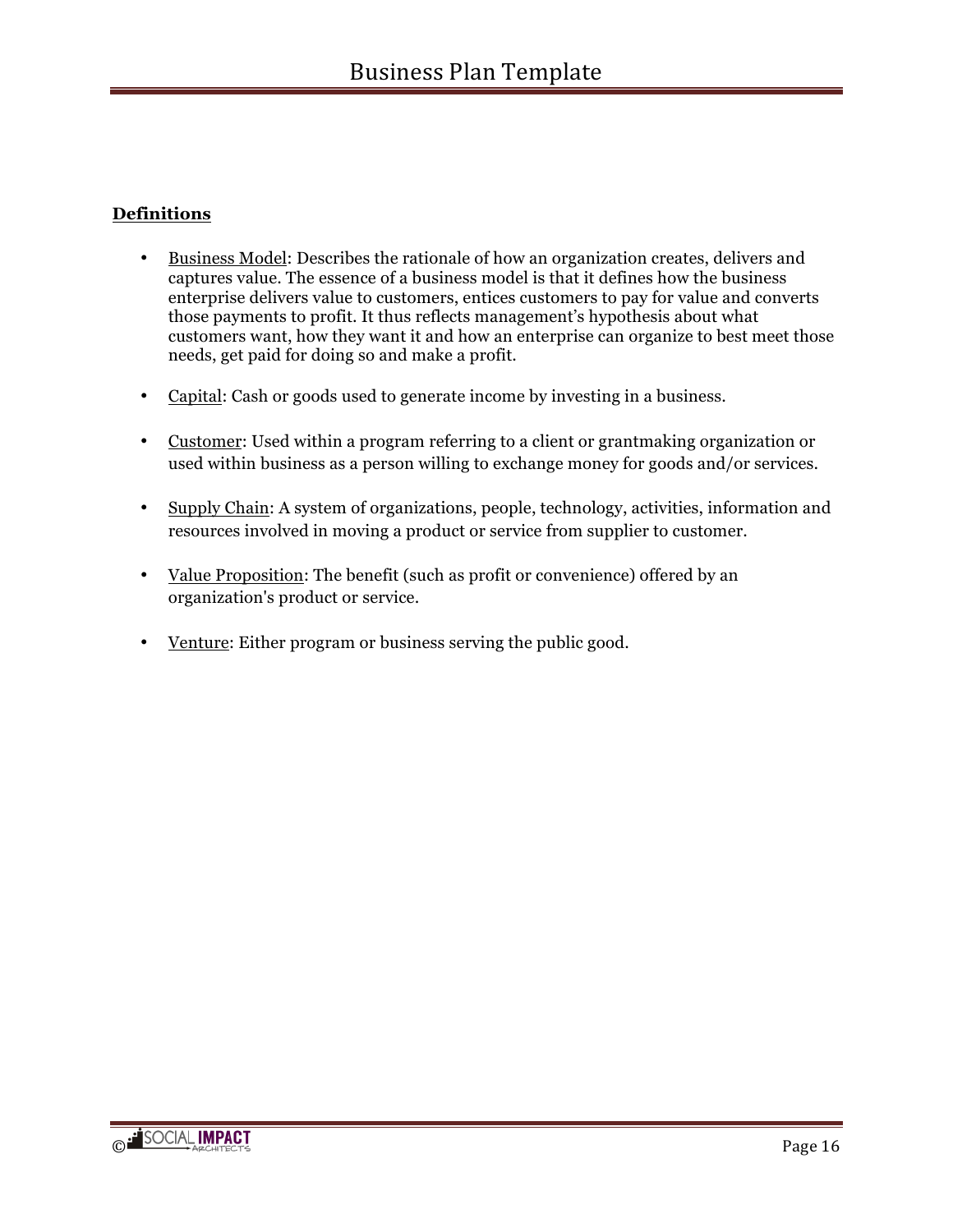**Definitions**

- Business Model: Describes the rationale of how an organization creates, delivers and captures value. The essence of a business model is that it defines how the business enterprise delivers value to customers, entices customers to pay for value and converts those payments to profit. It thus reflects management's hypothesis about what customers want, how they want it and how an enterprise can organize to best meet those needs, get paid for doing so and make a profit.

- Capital: Cash or goods used to generate income by investing in a business.

- Customer: Used within a program referring to a client or grantmaking organization or used within business as a person willing to exchange money for goods and/or services.

- Supply Chain: A system of organizations, people, technology, activities, information and resources involved in moving a product or service from supplier to customer.

- Value Proposition: The benefit (such as profit or convenience) offered by an organization's product or service.

- Venture: Either program or business serving the public good.